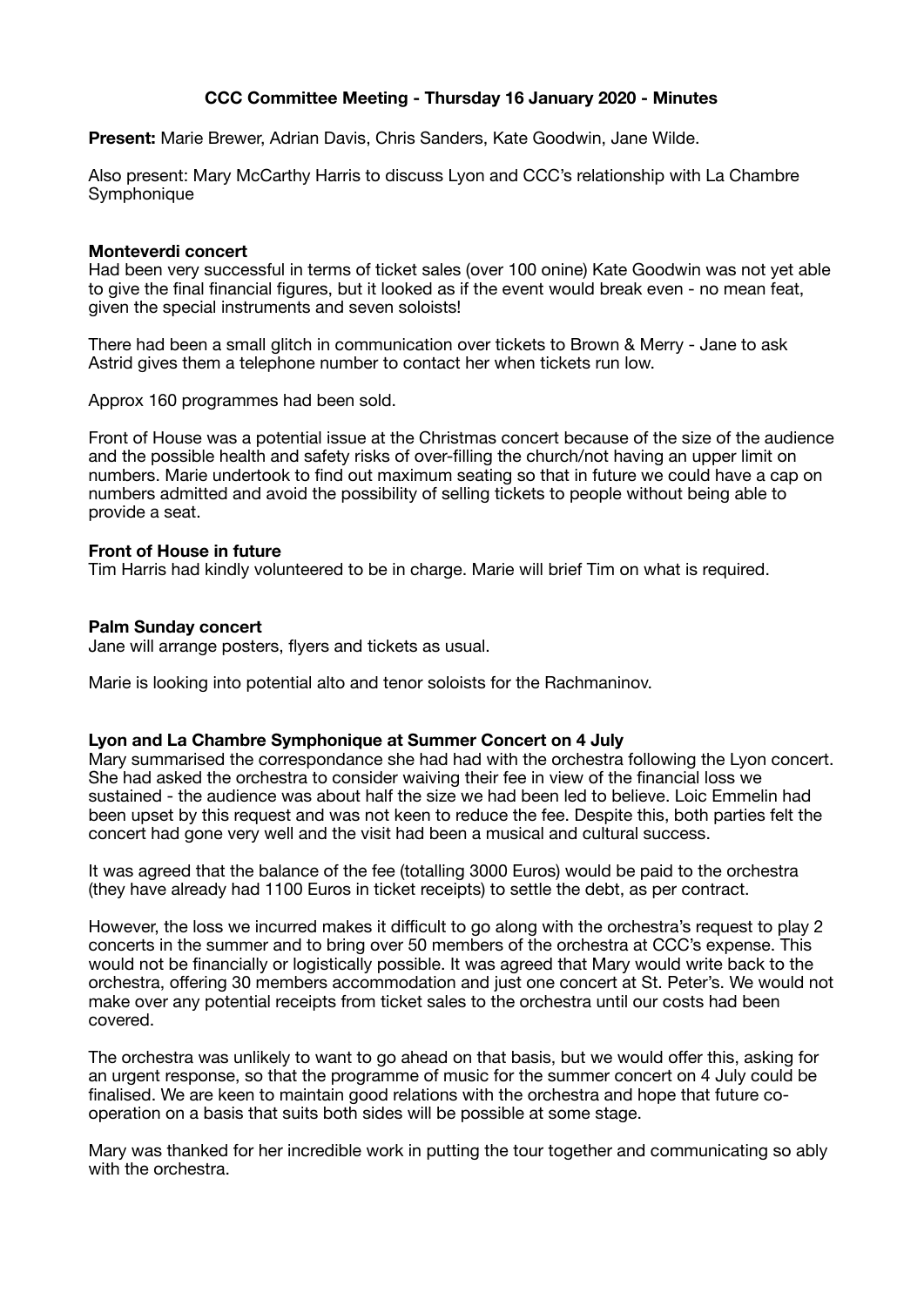**CCC Committee Meeting - Thursday 16 January 2020 - Minutes**

**Present:** Marie Brewer, Adrian Davis, Chris Sanders, Kate Goodwin, Jane Wilde.

Also present: Mary McCarthy Harris to discuss Lyon and CCC's relationship with La Chambre Symphonique

**Monteverdi concert**

Had been very successful in terms of ticket sales (over 100 onine) Kate Goodwin was not yet able to give the final financial figures, but it looked as if the event would break even - no mean feat, given the special instruments and seven soloists!

There had been a small glitch in communication over tickets to Brown & Merry - Jane to ask Astrid gives them a telephone number to contact her when tickets run low.

Approx 160 programmes had been sold.

Front of House was a potential issue at the Christmas concert because of the size of the audience and the possible health and safety risks of over-filling the church/not having an upper limit on numbers. Marie undertook to find out maximum seating so that in future we could have a cap on numbers admitted and avoid the possibility of selling tickets to people without being able to provide a seat.

**Front of House in future**

Tim Harris had kindly volunteered to be in charge. Marie will brief Tim on what is required.

**Palm Sunday concert**

Jane will arrange posters, flyers and tickets as usual.

Marie is looking into potential alto and tenor soloists for the Rachmaninov.

**Lyon and La Chambre Symphonique at Summer Concert on 4 July**

Mary summarised the correspondance she had had with the orchestra following the Lyon concert. She had asked the orchestra to consider waiving their fee in view of the financial loss we sustained - the audience was about half the size we had been led to believe. Loic Emmelin had been upset by this request and was not keen to reduce the fee. Despite this, both parties felt the concert had gone very well and the visit had been a musical and cultural success.

It was agreed that the balance of the fee (totalling 3000 Euros) would be paid to the orchestra (they have already had 1100 Euros in ticket receipts) to settle the debt, as per contract.

However, the loss we incurred makes it difficult to go along with the orchestra's request to play 2 concerts in the summer and to bring over 50 members of the orchestra at CCC's expense. This would not be financially or logistically possible. It was agreed that Mary would write back to the orchestra, offering 30 members accommodation and just one concert at St. Peter's. We would not make over any potential receipts from ticket sales to the orchestra until our costs had been covered.

The orchestra was unlikely to want to go ahead on that basis, but we would offer this, asking for an urgent response, so that the programme of music for the summer concert on 4 July could be finalised. We are keen to maintain good relations with the orchestra and hope that future co-operation on a basis that suits both sides will be possible at some stage.

Mary was thanked for her incredible work in putting the tour together and communicating so ably with the orchestra.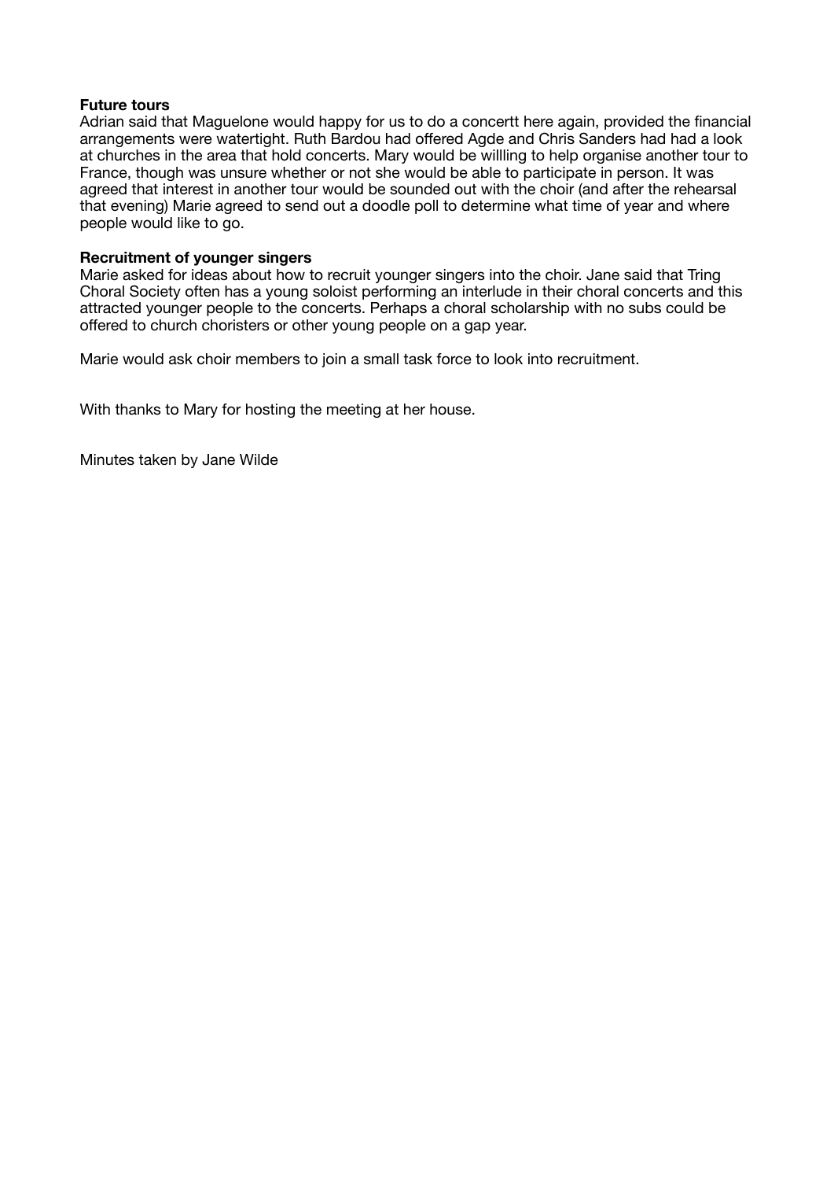**Future tours**
Adrian said that Maguelone would happy for us to do a concertt here again, provided the financial arrangements were watertight. Ruth Bardou had offered Agde and Chris Sanders had had a look at churches in the area that hold concerts. Mary would be willling to help organise another tour to France, though was unsure whether or not she would be able to participate in person. It was agreed that interest in another tour would be sounded out with the choir (and after the rehearsal that evening) Marie agreed to send out a doodle poll to determine what time of year and where people would like to go.

**Recruitment of younger singers**
Marie asked for ideas about how to recruit younger singers into the choir. Jane said that Tring Choral Society often has a young soloist performing an interlude in their choral concerts and this attracted younger people to the concerts. Perhaps a choral scholarship with no subs could be offered to church choristers or other young people on a gap year.

Marie would ask choir members to join a small task force to look into recruitment.

With thanks to Mary for hosting the meeting at her house.

Minutes taken by Jane Wilde